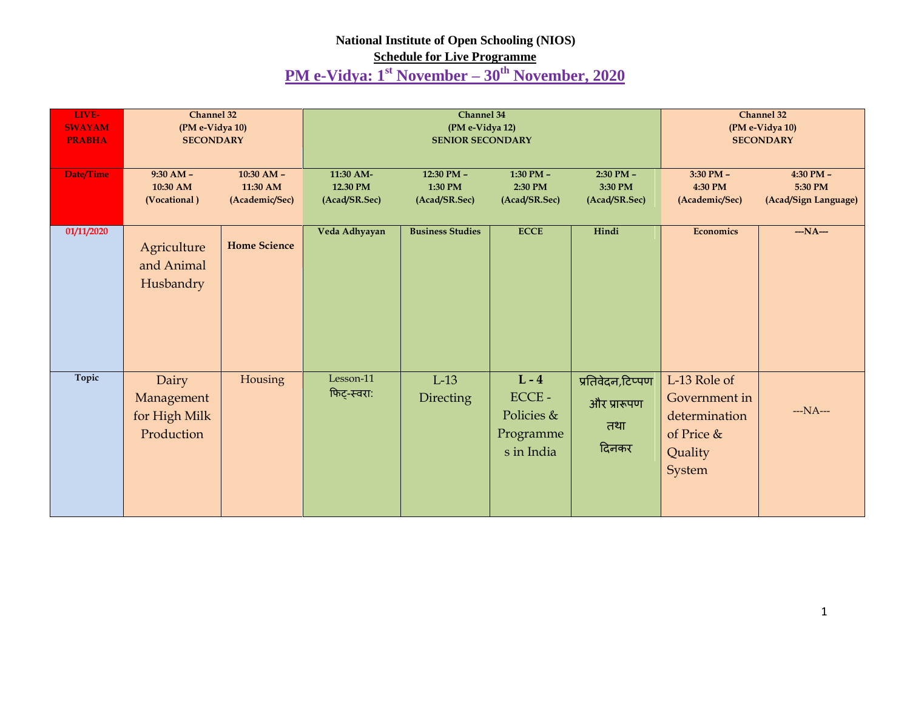**National Institute of Open Schooling (NIOS)**

**Schedule for Live Programme**

## PM e-Vidya: 1st November – 30th November, 2020

| LIVE-SWAYAM PRABHA | Channel 32 (PM e-Vidya 10) SECONDARY | | Channel 34 (PM e-Vidya 12) SENIOR SECONDARY | | | | Channel 32 (PM e-Vidya 10) SECONDARY | |
|---|---|---|---|---|---|---|---|---|
| **Date/Time** | **9:30 AM – 10:30 AM (Vocational )** | **10:30 AM – 11:30 AM (Academic/Sec)** | **11:30 AM- 12.30 PM (Acad/SR.Sec)** | **12:30 PM – 1:30 PM (Acad/SR.Sec)** | **1:30 PM – 2:30 PM (Acad/SR.Sec)** | **2:30 PM – 3:30 PM (Acad/SR.Sec)** | **3:30 PM – 4:30 PM (Academic/Sec)** | **4:30 PM – 5:30 PM (Acad/Sign Language)** |
| 01/11/2020 | Agriculture and Animal Husbandry | **Home Science** | **Veda Adhyayan** | **Business Studies** | **ECCE** | **Hindi** | **Economics** | **---NA---** |
| **Topic** | Dairy Management for High Milk Production | Housing | Lesson-11 फिट्-स्वरा: | L-13 Directing | **L - 4** ECCE - Policies & Programmes in India | प्रतिवेदन,टिप्पण और प्रारूपण तथा दिनकर | L-13 Role of Government in determination of Price & Quality System | ---NA--- |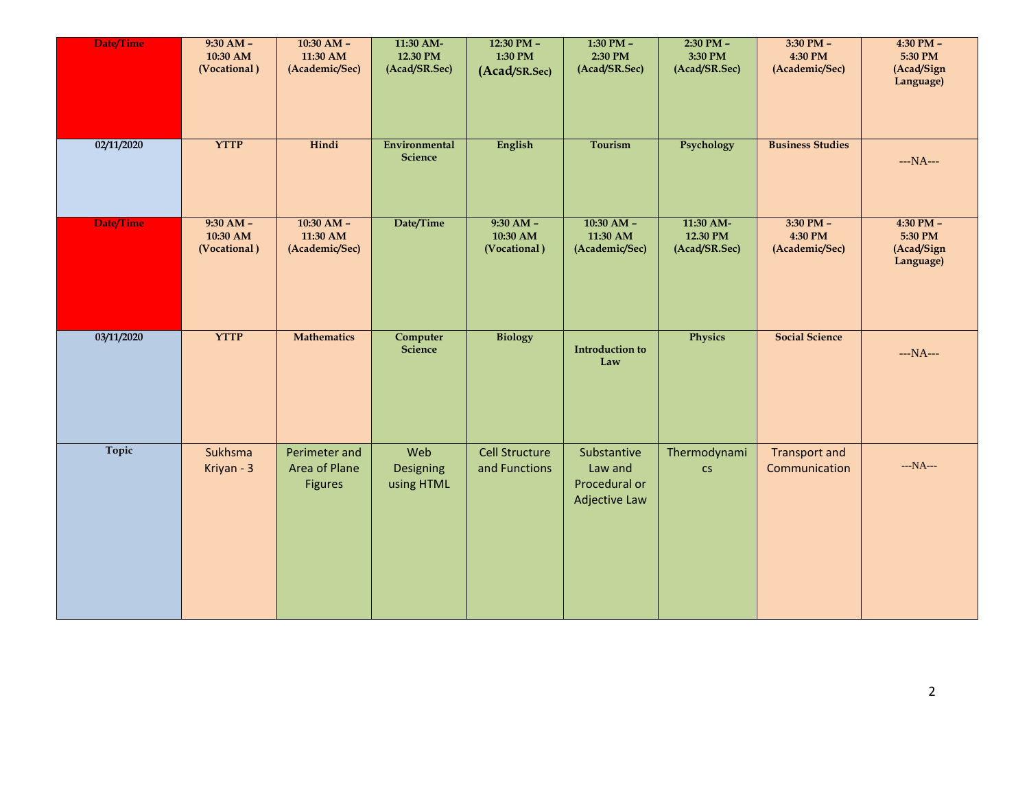| Date/Time | 9:30 AM – 10:30 AM (Vocational ) | 10:30 AM – 11:30 AM (Academic/Sec) | 11:30 AM- 12.30 PM (Acad/SR.Sec) | 12:30 PM – 1:30 PM (Acad/SR.Sec) | 1:30 PM – 2:30 PM (Acad/SR.Sec) | 2:30 PM – 3:30 PM (Acad/SR.Sec) | 3:30 PM – 4:30 PM (Academic/Sec) | 4:30 PM – 5:30 PM (Acad/Sign Language) |
|---|---|---|---|---|---|---|---|---|
| 02/11/2020 | YTTP | Hindi | Environmental Science | English | Tourism | Psychology | Business Studies | ---NA--- |
| Date/Time | 9:30 AM – 10:30 AM (Vocational ) | 10:30 AM – 11:30 AM (Academic/Sec) | Date/Time | 9:30 AM – 10:30 AM (Vocational ) | 10:30 AM – 11:30 AM (Academic/Sec) | 11:30 AM- 12.30 PM (Acad/SR.Sec) | 3:30 PM – 4:30 PM (Academic/Sec) | 4:30 PM – 5:30 PM (Acad/Sign Language) |
| 03/11/2020 | YTTP | Mathematics | Computer Science | Biology | Introduction to Law | Physics | Social Science | ---NA--- |
| Topic | Sukhsma Kriyan - 3 | Perimeter and Area of Plane Figures | Web Designing using HTML | Cell Structure and Functions | Substantive Law and Procedural or Adjective Law | Thermodynamics | Transport and Communication | ---NA--- |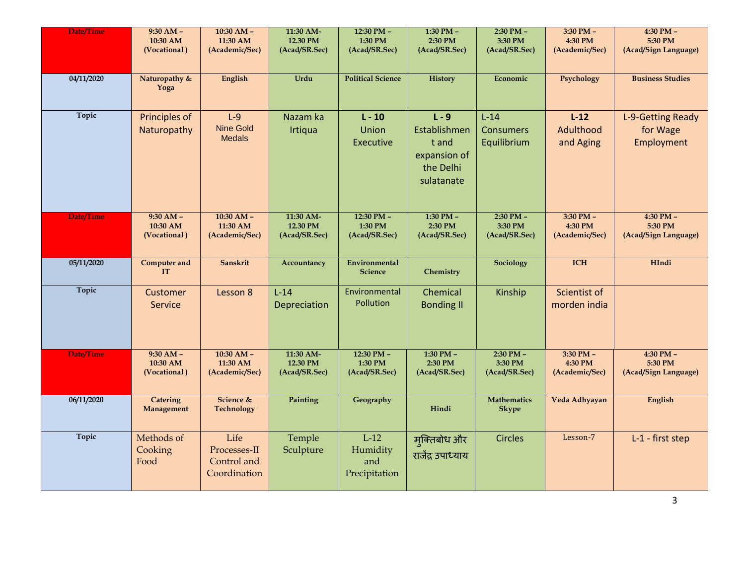| Date/Time | 9:30 AM – 10:30 AM (Vocational ) | 10:30 AM – 11:30 AM (Academic/Sec) | 11:30 AM- 12.30 PM (Acad/SR.Sec) | 12:30 PM – 1:30 PM (Acad/SR.Sec) | 1:30 PM – 2:30 PM (Acad/SR.Sec) | 2:30 PM – 3:30 PM (Acad/SR.Sec) | 3:30 PM – 4:30 PM (Academic/Sec) | 4:30 PM – 5:30 PM (Acad/Sign Language) |
|---|---|---|---|---|---|---|---|---|
| 04/11/2020 | Naturopathy & Yoga | English | Urdu | Political Science | History | Economic | Psychology | Business Studies |
| Topic | Principles of Naturopathy | L-9 Nine Gold Medals | Nazam ka Irtiqua | **L - 10** Union Executive | **L - 9** Establishment and expansion of the Delhi sulatanate | L-14 Consumers Equilibrium | **L-12** Adulthood and Aging | L-9-Getting Ready for Wage Employment |
| Date/Time | 9:30 AM – 10:30 AM (Vocational ) | 10:30 AM – 11:30 AM (Academic/Sec) | 11:30 AM- 12.30 PM (Acad/SR.Sec) | 12:30 PM – 1:30 PM (Acad/SR.Sec) | 1:30 PM – 2:30 PM (Acad/SR.Sec) | 2:30 PM – 3:30 PM (Acad/SR.Sec) | 3:30 PM – 4:30 PM (Academic/Sec) | 4:30 PM – 5:30 PM (Acad/Sign Language) |
| 05/11/2020 | Computer and IT | Sanskrit | Accountancy | Environmental Science | Chemistry | Sociology | ICH | HIndi |
| Topic | Customer Service | Lesson 8 | L-14 Depreciation | Environmental Pollution | Chemical Bonding II | Kinship | Scientist of morden india | |
| Date/Time | 9:30 AM – 10:30 AM (Vocational ) | 10:30 AM – 11:30 AM (Academic/Sec) | 11:30 AM- 12.30 PM (Acad/SR.Sec) | 12:30 PM – 1:30 PM (Acad/SR.Sec) | 1:30 PM – 2:30 PM (Acad/SR.Sec) | 2:30 PM – 3:30 PM (Acad/SR.Sec) | 3:30 PM – 4:30 PM (Academic/Sec) | 4:30 PM – 5:30 PM (Acad/Sign Language) |
| 06/11/2020 | Catering Management | Science & Technology | Painting | Geography | Hindi | Mathematics Skype | Veda Adhyayan | English |
| Topic | Methods of Cooking Food | Life Processes-II Control and Coordination | Temple Sculpture | L-12 Humidity and Precipitation | मुक्तिबोध और राजेंद्र उपाध्याय | Circles | Lesson-7 | L-1 - first step |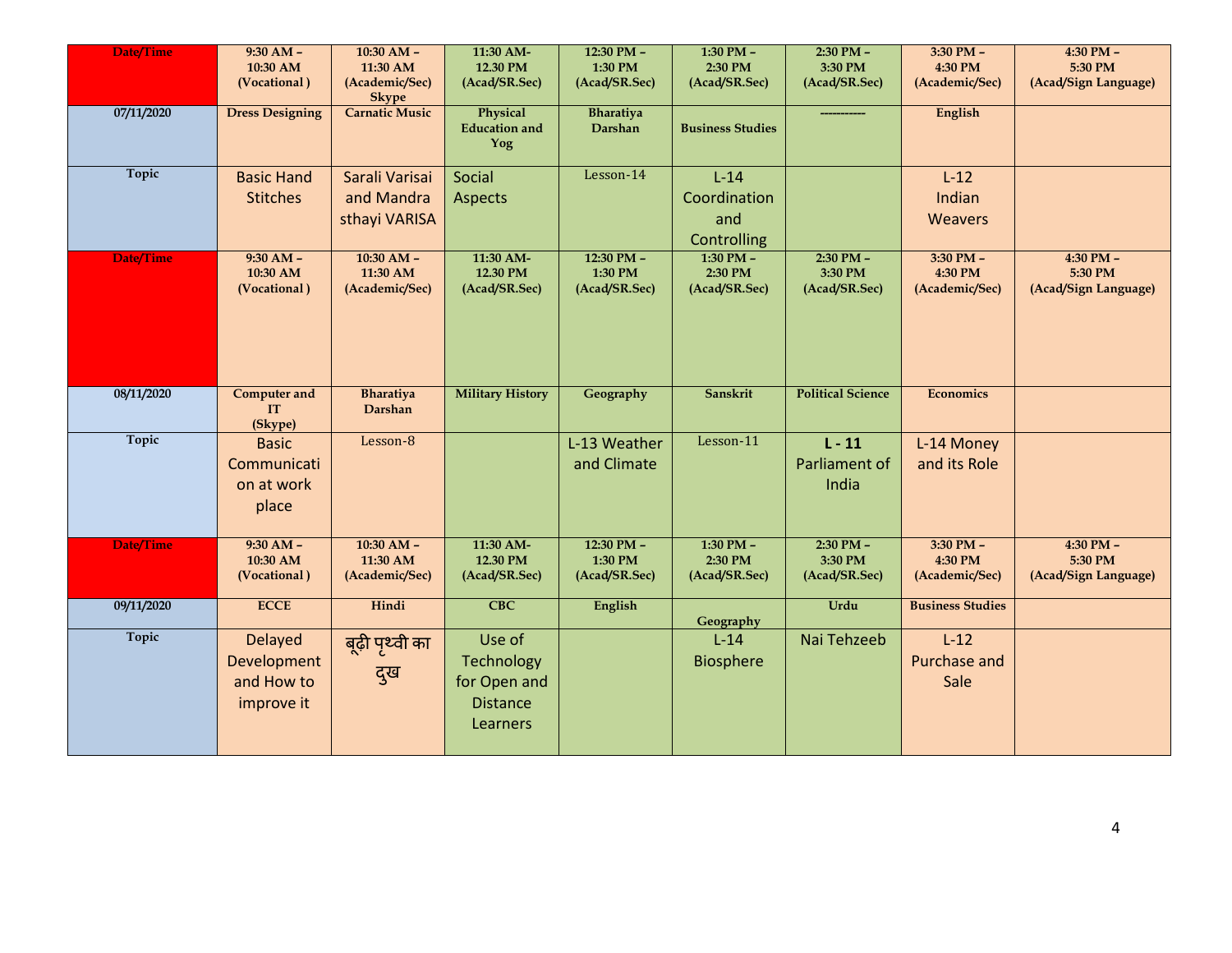| Date/Time | 9:30 AM – 10:30 AM (Vocational ) | 10:30 AM – 11:30 AM (Academic/Sec) Skype | 11:30 AM-12.30 PM (Acad/SR.Sec) | 12:30 PM – 1:30 PM (Acad/SR.Sec) | 1:30 PM – 2:30 PM (Acad/SR.Sec) | 2:30 PM – 3:30 PM (Acad/SR.Sec) | 3:30 PM – 4:30 PM (Academic/Sec) | 4:30 PM – 5:30 PM (Acad/Sign Language) |
|---|---|---|---|---|---|---|---|---|
| 07/11/2020 | Dress Designing | Carnatic Music | Physical Education and Yog | Bharatiya Darshan | Business Studies | ----------- | English | |
| Topic | Basic Hand Stitches | Sarali Varisai and Mandra sthayi VARISA | Social Aspects | Lesson-14 | L-14 Coordination and Controlling | | L-12 Indian Weavers | |
| Date/Time | 9:30 AM – 10:30 AM (Vocational ) | 10:30 AM – 11:30 AM (Academic/Sec) | 11:30 AM-12.30 PM (Acad/SR.Sec) | 12:30 PM – 1:30 PM (Acad/SR.Sec) | 1:30 PM – 2:30 PM (Acad/SR.Sec) | 2:30 PM – 3:30 PM (Acad/SR.Sec) | 3:30 PM – 4:30 PM (Academic/Sec) | 4:30 PM – 5:30 PM (Acad/Sign Language) |
| 08/11/2020 | Computer and IT (Skype) | Bharatiya Darshan | Military History | Geography | Sanskrit | Political Science | Economics | |
| Topic | Basic Communication at work place | Lesson-8 | | L-13 Weather and Climate | Lesson-11 | **L - 11** Parliament of India | L-14 Money and its Role | |
| Date/Time | 9:30 AM – 10:30 AM (Vocational ) | 10:30 AM – 11:30 AM (Academic/Sec) | 11:30 AM-12.30 PM (Acad/SR.Sec) | 12:30 PM – 1:30 PM (Acad/SR.Sec) | 1:30 PM – 2:30 PM (Acad/SR.Sec) | 2:30 PM – 3:30 PM (Acad/SR.Sec) | 3:30 PM – 4:30 PM (Academic/Sec) | 4:30 PM – 5:30 PM (Acad/Sign Language) |
| 09/11/2020 | ECCE | Hindi | CBC | English | Geography | Urdu | Business Studies | |
| Topic | Delayed Development and How to improve it | बूढ़ी पृथ्वी का दुख | Use of Technology for Open and Distance Learners | | L-14 Biosphere | Nai Tehzeeb | L-12 Purchase and Sale | |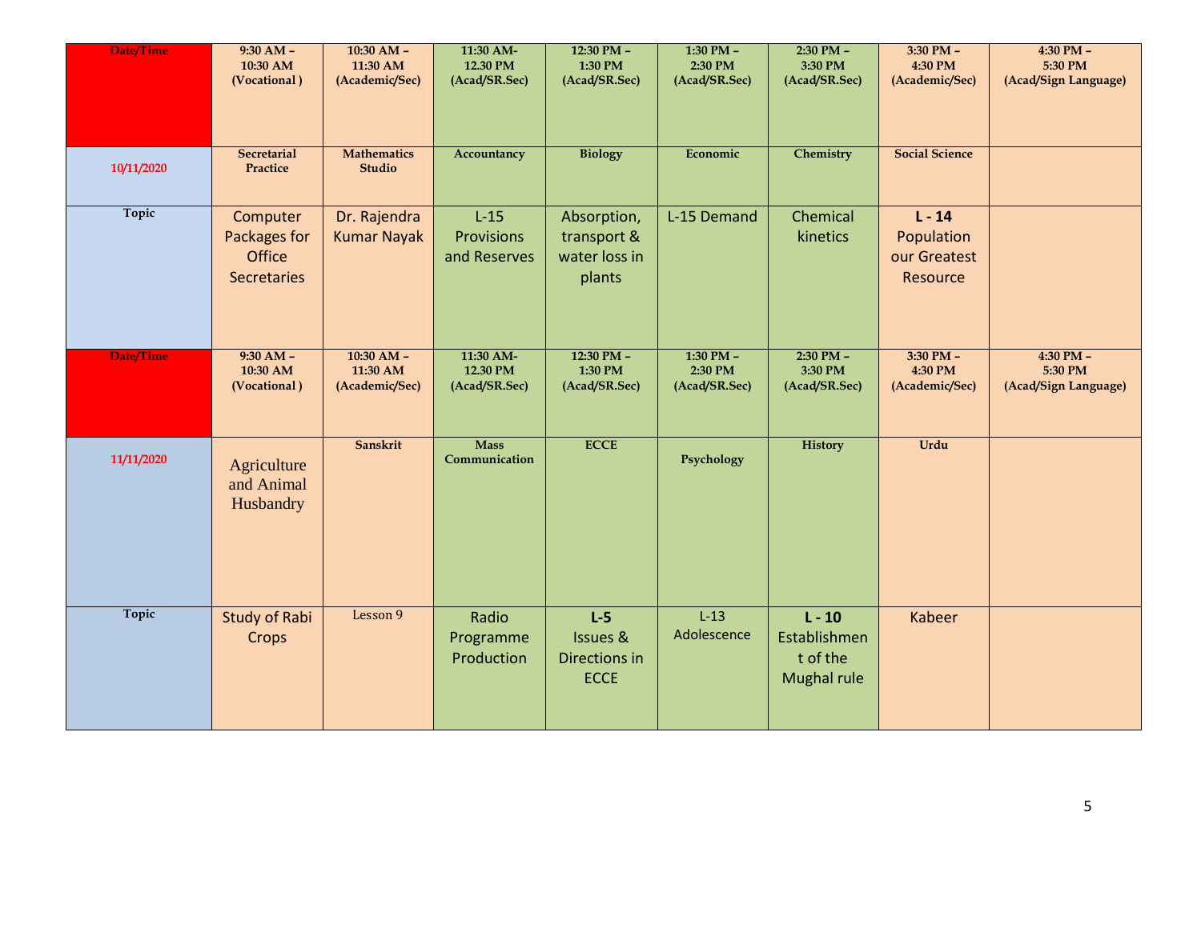| Date/Time | 9:30 AM – 10:30 AM (Vocational ) | 10:30 AM – 11:30 AM (Academic/Sec) | 11:30 AM- 12.30 PM (Acad/SR.Sec) | 12:30 PM – 1:30 PM (Acad/SR.Sec) | 1:30 PM – 2:30 PM (Acad/SR.Sec) | 2:30 PM – 3:30 PM (Acad/SR.Sec) | 3:30 PM – 4:30 PM (Academic/Sec) | 4:30 PM – 5:30 PM (Acad/Sign Language) |
|---|---|---|---|---|---|---|---|---|
| 10/11/2020 | Secretarial Practice | Mathematics Studio | Accountancy | Biology | Economic | Chemistry | Social Science | |
| Topic | Computer Packages for Office Secretaries | Dr. Rajendra Kumar Nayak | L-15 Provisions and Reserves | Absorption, transport & water loss in plants | L-15 Demand | Chemical kinetics | **L - 14** Population our Greatest Resource | |
| Date/Time | 9:30 AM – 10:30 AM (Vocational ) | 10:30 AM – 11:30 AM (Academic/Sec) | 11:30 AM- 12.30 PM (Acad/SR.Sec) | 12:30 PM – 1:30 PM (Acad/SR.Sec) | 1:30 PM – 2:30 PM (Acad/SR.Sec) | 2:30 PM – 3:30 PM (Acad/SR.Sec) | 3:30 PM – 4:30 PM (Academic/Sec) | 4:30 PM – 5:30 PM (Acad/Sign Language) |
| 11/11/2020 | Agriculture and Animal Husbandry | Sanskrit | Mass Communication | ECCE | Psychology | History | Urdu | |
| Topic | Study of Rabi Crops | Lesson 9 | Radio Programme Production | **L-5** Issues & Directions in ECCE | L-13 Adolescence | **L - 10** Establishment of the Mughal rule | Kabeer | |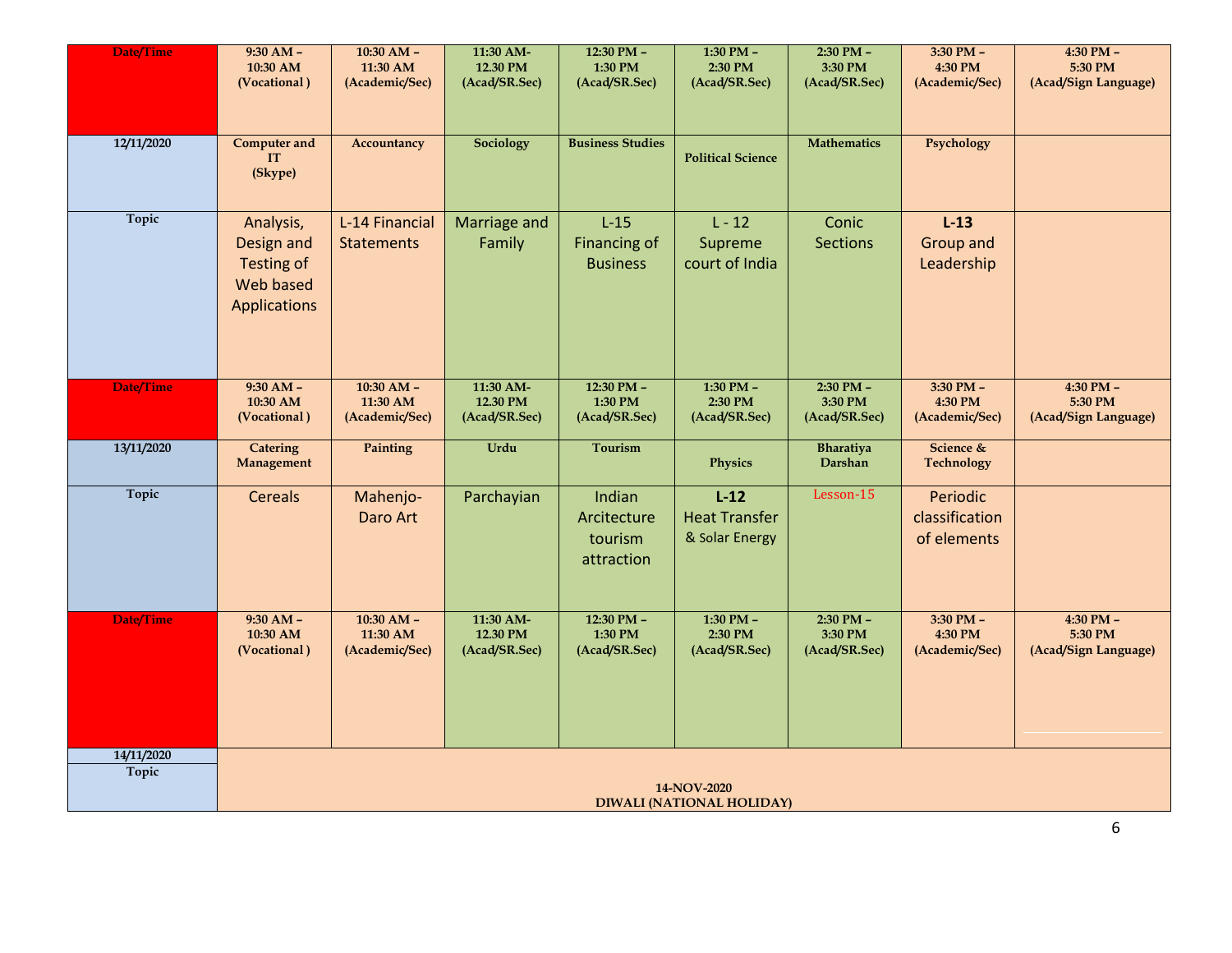| Date/Time | 9:30 AM – 10:30 AM (Vocational ) | 10:30 AM – 11:30 AM (Academic/Sec) | 11:30 AM- 12.30 PM (Acad/SR.Sec) | 12:30 PM – 1:30 PM (Acad/SR.Sec) | 1:30 PM – 2:30 PM (Acad/SR.Sec) | 2:30 PM – 3:30 PM (Acad/SR.Sec) | 3:30 PM – 4:30 PM (Academic/Sec) | 4:30 PM – 5:30 PM (Acad/Sign Language) |
|---|---|---|---|---|---|---|---|---|
| 12/11/2020 | Computer and IT (Skype) | Accountancy | Sociology | Business Studies | Political Science | Mathematics | Psychology | |
| Topic | Analysis, Design and Testing of Web based Applications | L-14 Financial Statements | Marriage and Family | L-15 Financing of Business | L - 12 Supreme court of India | Conic Sections | **L-13** Group and Leadership | |
| Date/Time | 9:30 AM – 10:30 AM (Vocational ) | 10:30 AM – 11:30 AM (Academic/Sec) | 11:30 AM- 12.30 PM (Acad/SR.Sec) | 12:30 PM – 1:30 PM (Acad/SR.Sec) | 1:30 PM – 2:30 PM (Acad/SR.Sec) | 2:30 PM – 3:30 PM (Acad/SR.Sec) | 3:30 PM – 4:30 PM (Academic/Sec) | 4:30 PM – 5:30 PM (Acad/Sign Language) |
| 13/11/2020 | Catering Management | Painting | Urdu | Tourism | Physics | Bharatiya Darshan | Science & Technology | |
| Topic | Cereals | Mahenjo-Daro Art | Parchayian | Indian Arcitecture tourism attraction | **L-12** Heat Transfer & Solar Energy | Lesson-15 | Periodic classification of elements | |
| Date/Time | 9:30 AM – 10:30 AM (Vocational ) | 10:30 AM – 11:30 AM (Academic/Sec) | 11:30 AM- 12.30 PM (Acad/SR.Sec) | 12:30 PM – 1:30 PM (Acad/SR.Sec) | 1:30 PM – 2:30 PM (Acad/SR.Sec) | 2:30 PM – 3:30 PM (Acad/SR.Sec) | 3:30 PM – 4:30 PM (Academic/Sec) | 4:30 PM – 5:30 PM (Acad/Sign Language) |
| 14/11/2020 | 14-NOV-2020 DIWALI (NATIONAL HOLIDAY) | | | | | | | |
| Topic | | | | | | | | |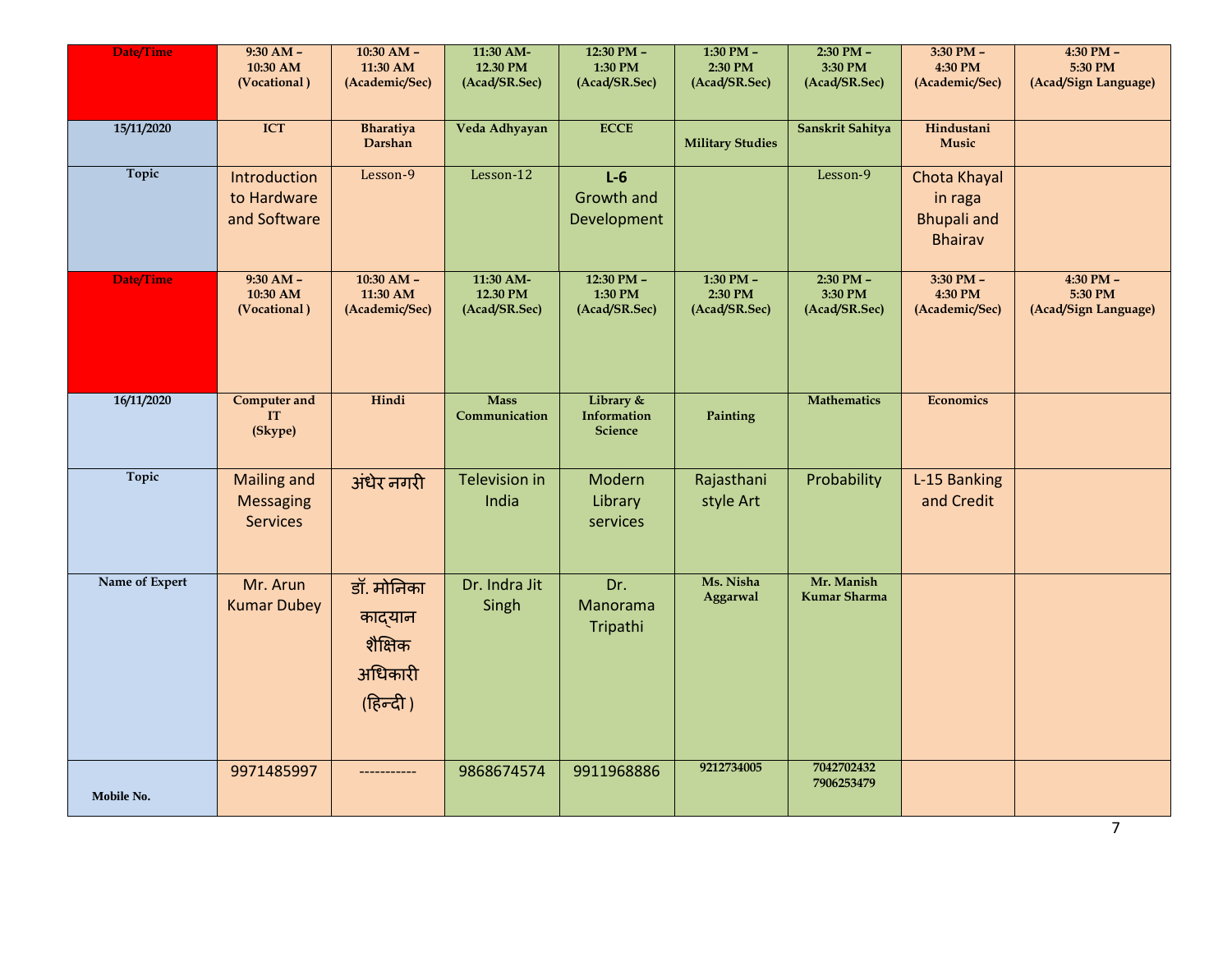| Date/Time | 9:30 AM – 10:30 AM (Vocational ) | 10:30 AM – 11:30 AM (Academic/Sec) | 11:30 AM- 12.30 PM (Acad/SR.Sec) | 12:30 PM – 1:30 PM (Acad/SR.Sec) | 1:30 PM – 2:30 PM (Acad/SR.Sec) | 2:30 PM – 3:30 PM (Acad/SR.Sec) | 3:30 PM – 4:30 PM (Academic/Sec) | 4:30 PM – 5:30 PM (Acad/Sign Language) |
|---|---|---|---|---|---|---|---|---|
| 15/11/2020 | ICT | Bharatiya Darshan | Veda Adhyayan | ECCE | Military Studies | Sanskrit Sahitya | Hindustani Music | |
| Topic | Introduction to Hardware and Software | Lesson-9 | Lesson-12 | **L-6** Growth and Development | | Lesson-9 | Chota Khayal in raga Bhupali and Bhairav | |

| Date/Time | 9:30 AM – 10:30 AM (Vocational ) | 10:30 AM – 11:30 AM (Academic/Sec) | 11:30 AM- 12.30 PM (Acad/SR.Sec) | 12:30 PM – 1:30 PM (Acad/SR.Sec) | 1:30 PM – 2:30 PM (Acad/SR.Sec) | 2:30 PM – 3:30 PM (Acad/SR.Sec) | 3:30 PM – 4:30 PM (Academic/Sec) | 4:30 PM – 5:30 PM (Acad/Sign Language) |
|---|---|---|---|---|---|---|---|---|
| 16/11/2020 | Computer and IT (Skype) | Hindi | Mass Communication | Library & Information Science | Painting | Mathematics | Economics | |
| Topic | Mailing and Messaging Services | अंधेर नगरी | Television in India | Modern Library services | Rajasthani style Art | Probability | L-15 Banking and Credit | |
| Name of Expert | Mr. Arun Kumar Dubey | डॉ. मोनिका कादयान शैक्षिक अधिकारी (हिन्दी ) | Dr. Indra Jit Singh | Dr. Manorama Tripathi | Ms. Nisha Aggarwal | Mr. Manish Kumar Sharma | | |
| Mobile No. | 9971485997 | ----------- | 9868674574 | 9911968886 | 9212734005 | 7042702432 7906253479 | | |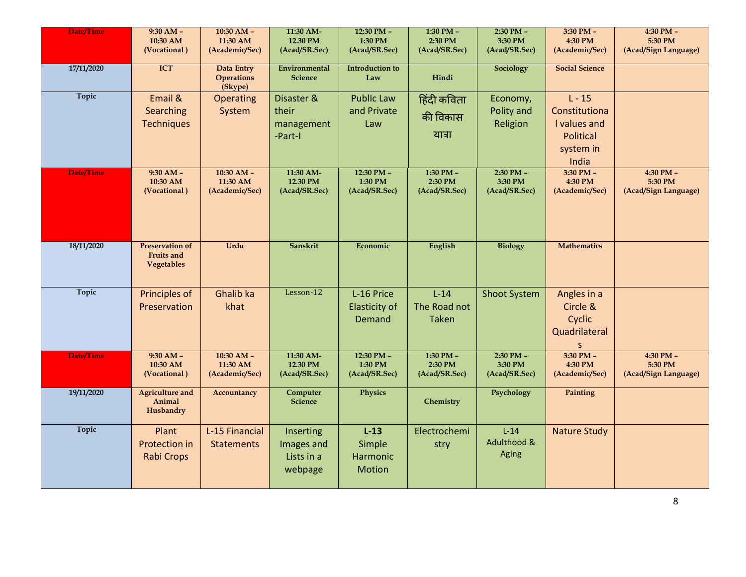| Date/Time | 9:30 AM – 10:30 AM (Vocational ) | 10:30 AM – 11:30 AM (Academic/Sec) | 11:30 AM- 12.30 PM (Acad/SR.Sec) | 12:30 PM – 1:30 PM (Acad/SR.Sec) | 1:30 PM – 2:30 PM (Acad/SR.Sec) | 2:30 PM – 3:30 PM (Acad/SR.Sec) | 3:30 PM – 4:30 PM (Academic/Sec) | 4:30 PM – 5:30 PM (Acad/Sign Language) |
|---|---|---|---|---|---|---|---|---|
| 17/11/2020 | ICT | Data Entry Operations (Skype) | Environmental Science | Introduction to Law | Hindi | Sociology | Social Science | |
| Topic | Email & Searching Techniques | Operating System | Disaster & their management -Part-I | PublIc Law and Private Law | हिंदी कविता की विकास यात्रा | Economy, Polity and Religion | L - 15 Constitutional values and Political system in India | |
| Date/Time | 9:30 AM – 10:30 AM (Vocational ) | 10:30 AM – 11:30 AM (Academic/Sec) | 11:30 AM- 12.30 PM (Acad/SR.Sec) | 12:30 PM – 1:30 PM (Acad/SR.Sec) | 1:30 PM – 2:30 PM (Acad/SR.Sec) | 2:30 PM – 3:30 PM (Acad/SR.Sec) | 3:30 PM – 4:30 PM (Academic/Sec) | 4:30 PM – 5:30 PM (Acad/Sign Language) |
| 18/11/2020 | Preservation of Fruits and Vegetables | Urdu | Sanskrit | Economic | English | Biology | Mathematics | |
| Topic | Principles of Preservation | Ghalib ka khat | Lesson-12 | L-16 Price Elasticity of Demand | L-14 The Road not Taken | Shoot System | Angles in a Circle & Cyclic Quadrilaterals | |
| Date/Time | 9:30 AM – 10:30 AM (Vocational ) | 10:30 AM – 11:30 AM (Academic/Sec) | 11:30 AM- 12.30 PM (Acad/SR.Sec) | 12:30 PM – 1:30 PM (Acad/SR.Sec) | 1:30 PM – 2:30 PM (Acad/SR.Sec) | 2:30 PM – 3:30 PM (Acad/SR.Sec) | 3:30 PM – 4:30 PM (Academic/Sec) | 4:30 PM – 5:30 PM (Acad/Sign Language) |
| 19/11/2020 | Agriculture and Animal Husbandry | Accountancy | Computer Science | Physics | Chemistry | Psychology | Painting | |
| Topic | Plant Protection in Rabi Crops | L-15 Financial Statements | Inserting Images and Lists in a webpage | **L-13** Simple Harmonic Motion | Electrochemistry | L-14 Adulthood & Aging | Nature Study | |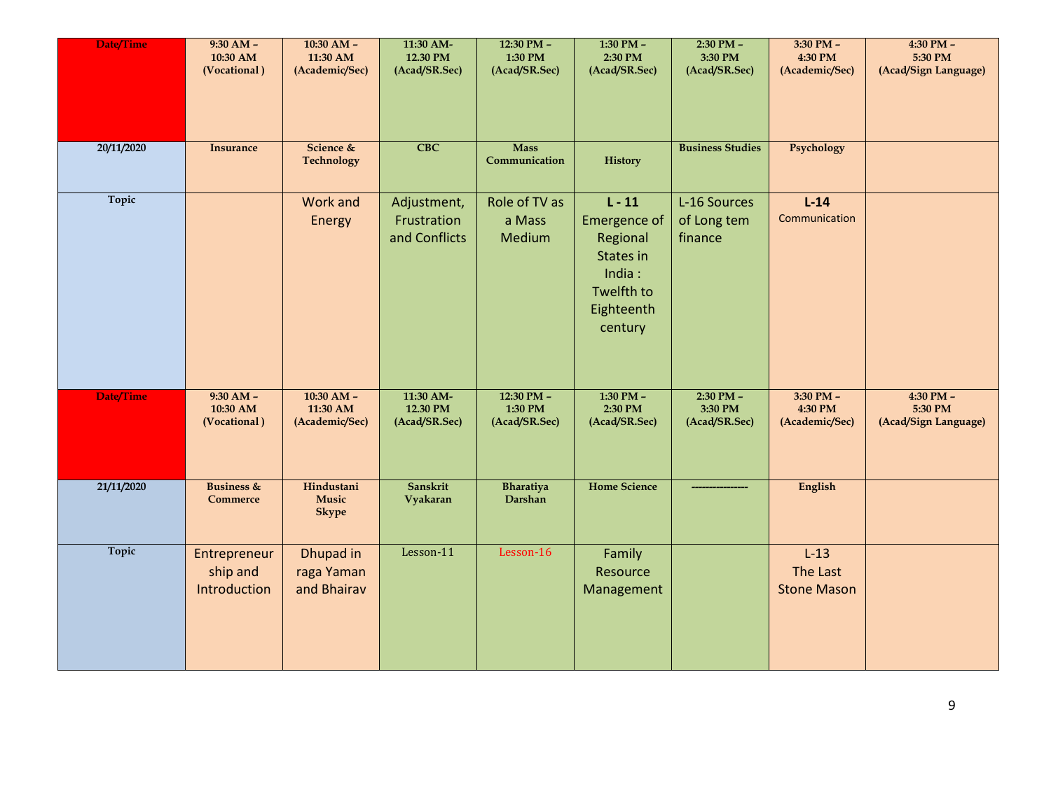| Date/Time | 9:30 AM – 10:30 AM (Vocational ) | 10:30 AM – 11:30 AM (Academic/Sec) | 11:30 AM- 12.30 PM (Acad/SR.Sec) | 12:30 PM – 1:30 PM (Acad/SR.Sec) | 1:30 PM – 2:30 PM (Acad/SR.Sec) | 2:30 PM – 3:30 PM (Acad/SR.Sec) | 3:30 PM – 4:30 PM (Academic/Sec) | 4:30 PM – 5:30 PM (Acad/Sign Language) |
|---|---|---|---|---|---|---|---|---|
| 20/11/2020 | Insurance | Science & Technology | CBC | Mass Communication | History | Business Studies | Psychology | |
| Topic | | Work and Energy | Adjustment, Frustration and Conflicts | Role of TV as a Mass Medium | **L - 11** Emergence of Regional States in India : Twelfth to Eighteenth century | L-16 Sources of Long tem finance | **L-14** Communication | |
| Date/Time | 9:30 AM – 10:30 AM (Vocational ) | 10:30 AM – 11:30 AM (Academic/Sec) | 11:30 AM- 12.30 PM (Acad/SR.Sec) | 12:30 PM – 1:30 PM (Acad/SR.Sec) | 1:30 PM – 2:30 PM (Acad/SR.Sec) | 2:30 PM – 3:30 PM (Acad/SR.Sec) | 3:30 PM – 4:30 PM (Academic/Sec) | 4:30 PM – 5:30 PM (Acad/Sign Language) |
| 21/11/2020 | Business & Commerce | Hindustani Music Skype | Sanskrit Vyakaran | Bharatiya Darshan | Home Science | ---------------- | English | |
| Topic | Entrepreneurship and Introduction | Dhupad in raga Yaman and Bhairav | Lesson-11 | Lesson-16 | Family Resource Management | | L-13 The Last Stone Mason | |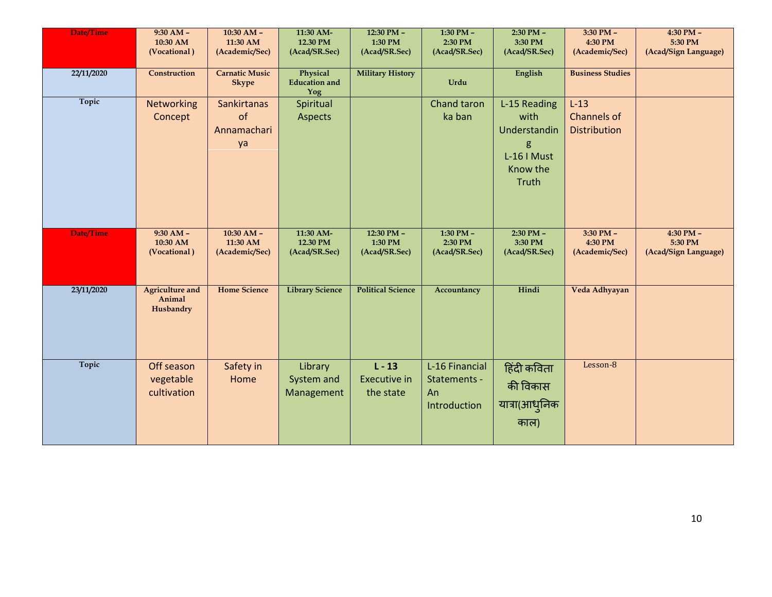| Date/Time | 9:30 AM – 10:30 AM (Vocational ) | 10:30 AM – 11:30 AM (Academic/Sec) | 11:30 AM- 12.30 PM (Acad/SR.Sec) | 12:30 PM – 1:30 PM (Acad/SR.Sec) | 1:30 PM – 2:30 PM (Acad/SR.Sec) | 2:30 PM – 3:30 PM (Acad/SR.Sec) | 3:30 PM – 4:30 PM (Academic/Sec) | 4:30 PM – 5:30 PM (Acad/Sign Language) |
|---|---|---|---|---|---|---|---|---|
| 22/11/2020 | Construction | Carnatic Music Skype | Physical Education and Yog | Military History | Urdu | English | Business Studies | |
| Topic | Networking Concept | Sankirtanas of Annamachariya | Spiritual Aspects | | Chand taron ka ban | L-15 Reading with Understanding L-16 I Must Know the Truth | L-13 Channels of Distribution | |
| Date/Time | 9:30 AM – 10:30 AM (Vocational ) | 10:30 AM – 11:30 AM (Academic/Sec) | 11:30 AM- 12.30 PM (Acad/SR.Sec) | 12:30 PM – 1:30 PM (Acad/SR.Sec) | 1:30 PM – 2:30 PM (Acad/SR.Sec) | 2:30 PM – 3:30 PM (Acad/SR.Sec) | 3:30 PM – 4:30 PM (Academic/Sec) | 4:30 PM – 5:30 PM (Acad/Sign Language) |
| 23/11/2020 | Agriculture and Animal Husbandry | Home Science | Library Science | Political Science | Accountancy | Hindi | Veda Adhyayan | |
| Topic | Off season vegetable cultivation | Safety in Home | Library System and Management | **L - 13** Executive in the state | L-16 Financial Statements - An Introduction | हिंदी कविता की विकास यात्रा(आधुनिक काल) | Lesson-8 | |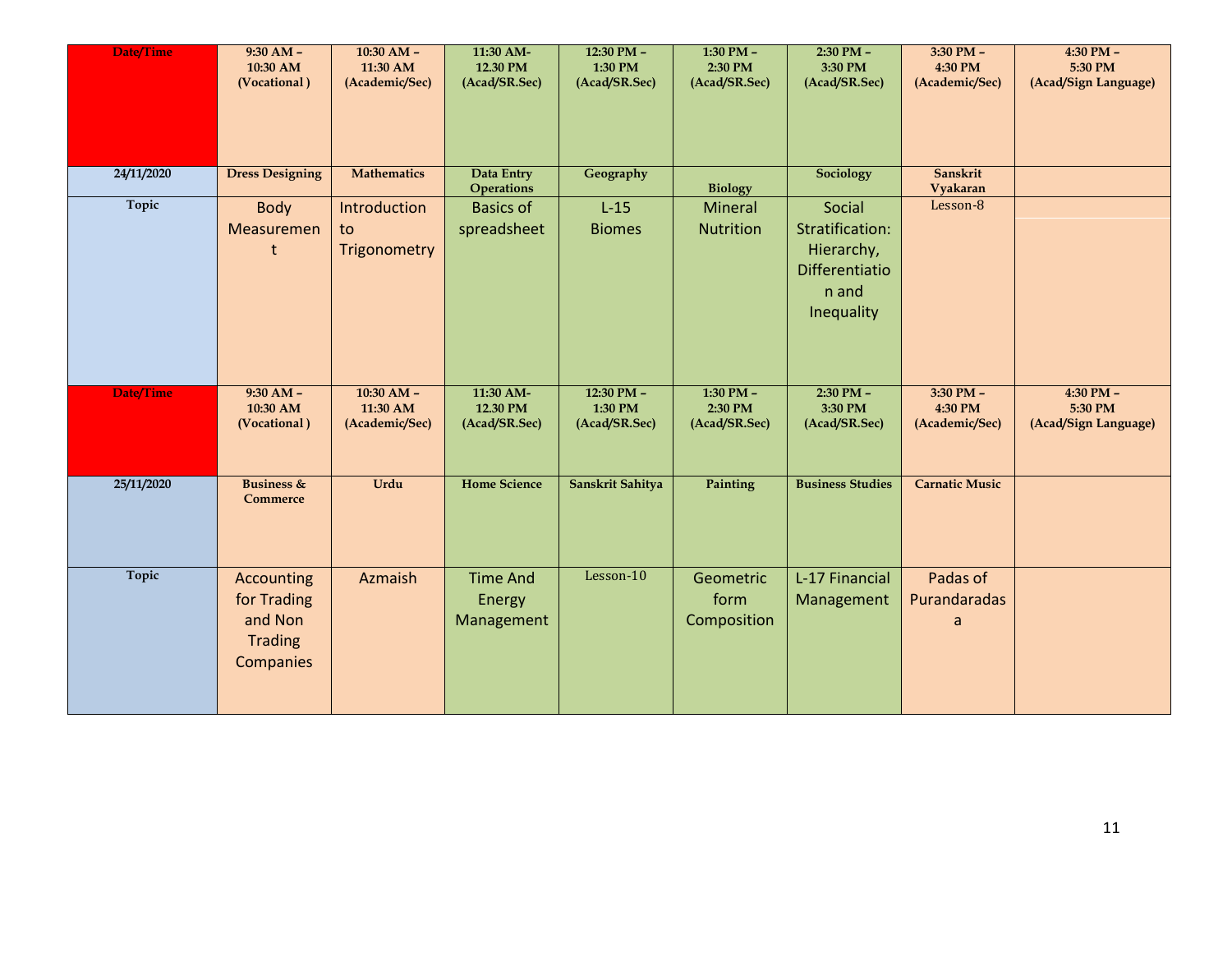| Date/Time | 9:30 AM – 10:30 AM (Vocational ) | 10:30 AM – 11:30 AM (Academic/Sec) | 11:30 AM- 12.30 PM (Acad/SR.Sec) | 12:30 PM – 1:30 PM (Acad/SR.Sec) | 1:30 PM – 2:30 PM (Acad/SR.Sec) | 2:30 PM – 3:30 PM (Acad/SR.Sec) | 3:30 PM – 4:30 PM (Academic/Sec) | 4:30 PM – 5:30 PM (Acad/Sign Language) |
|---|---|---|---|---|---|---|---|---|
| 24/11/2020 | Dress Designing | Mathematics | Data Entry Operations | Geography | Biology | Sociology | Sanskrit Vyakaran | |
| Topic | Body Measurement | Introduction to Trigonometry | Basics of spreadsheet | L-15 Biomes | Mineral Nutrition | Social Stratification: Hierarchy, Differentiation and Inequality | Lesson-8 | |

| Date/Time | 9:30 AM – 10:30 AM (Vocational ) | 10:30 AM – 11:30 AM (Academic/Sec) | 11:30 AM- 12.30 PM (Acad/SR.Sec) | 12:30 PM – 1:30 PM (Acad/SR.Sec) | 1:30 PM – 2:30 PM (Acad/SR.Sec) | 2:30 PM – 3:30 PM (Acad/SR.Sec) | 3:30 PM – 4:30 PM (Academic/Sec) | 4:30 PM – 5:30 PM (Acad/Sign Language) |
|---|---|---|---|---|---|---|---|---|
| 25/11/2020 | Business & Commerce | Urdu | Home Science | Sanskrit Sahitya | Painting | Business Studies | Carnatic Music | |
| Topic | Accounting for Trading and Non Trading Companies | Azmaish | Time And Energy Management | Lesson-10 | Geometric form Composition | L-17 Financial Management | Padas of Purandaradasa | |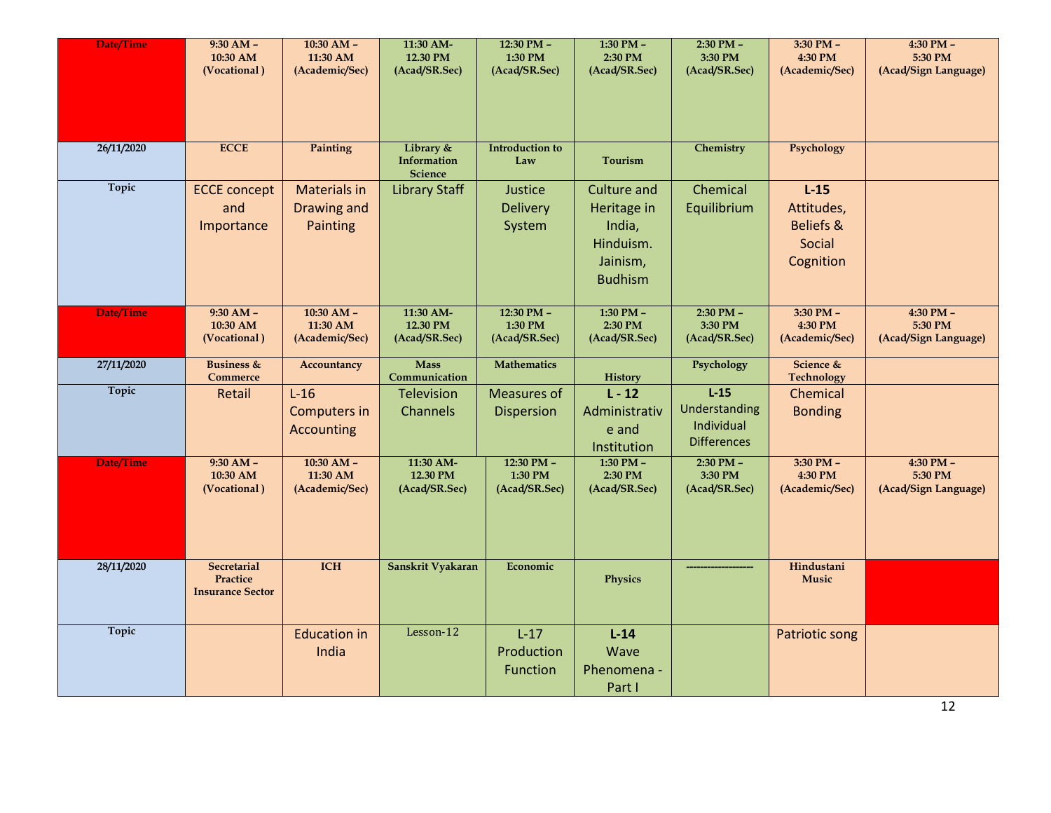| Date/Time | 9:30 AM – 10:30 AM (Vocational ) | 10:30 AM – 11:30 AM (Academic/Sec) | 11:30 AM- 12.30 PM (Acad/SR.Sec) | 12:30 PM – 1:30 PM (Acad/SR.Sec) | 1:30 PM – 2:30 PM (Acad/SR.Sec) | 2:30 PM – 3:30 PM (Acad/SR.Sec) | 3:30 PM – 4:30 PM (Academic/Sec) | 4:30 PM – 5:30 PM (Acad/Sign Language) |
|---|---|---|---|---|---|---|---|---|
| 26/11/2020 | ECCE | Painting | Library & Information Science | Introduction to Law | Tourism | Chemistry | Psychology | |
| Topic | ECCE concept and Importance | Materials in Drawing and Painting | Library Staff | Justice Delivery System | Culture and Heritage in India, Hinduism. Jainism, Budhism | Chemical Equilibrium | **L-15** Attitudes, Beliefs & Social Cognition | |
| Date/Time | 9:30 AM – 10:30 AM (Vocational ) | 10:30 AM – 11:30 AM (Academic/Sec) | 11:30 AM- 12.30 PM (Acad/SR.Sec) | 12:30 PM – 1:30 PM (Acad/SR.Sec) | 1:30 PM – 2:30 PM (Acad/SR.Sec) | 2:30 PM – 3:30 PM (Acad/SR.Sec) | 3:30 PM – 4:30 PM (Academic/Sec) | 4:30 PM – 5:30 PM (Acad/Sign Language) |
| 27/11/2020 | Business & Commerce | Accountancy | Mass Communication | Mathematics | History | Psychology | Science & Technology | |
| Topic | Retail | L-16 Computers in Accounting | Television Channels | Measures of Dispersion | **L - 12** Administrative and Institution | **L-15** Understanding Individual Differences | Chemical Bonding | |
| Date/Time | 9:30 AM – 10:30 AM (Vocational ) | 10:30 AM – 11:30 AM (Academic/Sec) | 11:30 AM- 12.30 PM (Acad/SR.Sec) | 12:30 PM – 1:30 PM (Acad/SR.Sec) | 1:30 PM – 2:30 PM (Acad/SR.Sec) | 2:30 PM – 3:30 PM (Acad/SR.Sec) | 3:30 PM – 4:30 PM (Academic/Sec) | 4:30 PM – 5:30 PM (Acad/Sign Language) |
| 28/11/2020 | Secretarial Practice Insurance Sector | ICH | Sanskrit Vyakaran | Economic | Physics | ------------------- | Hindustani Music | |
| Topic | | Education in India | Lesson-12 | L-17 Production Function | **L-14** Wave Phenomena - Part I | | Patriotic song | |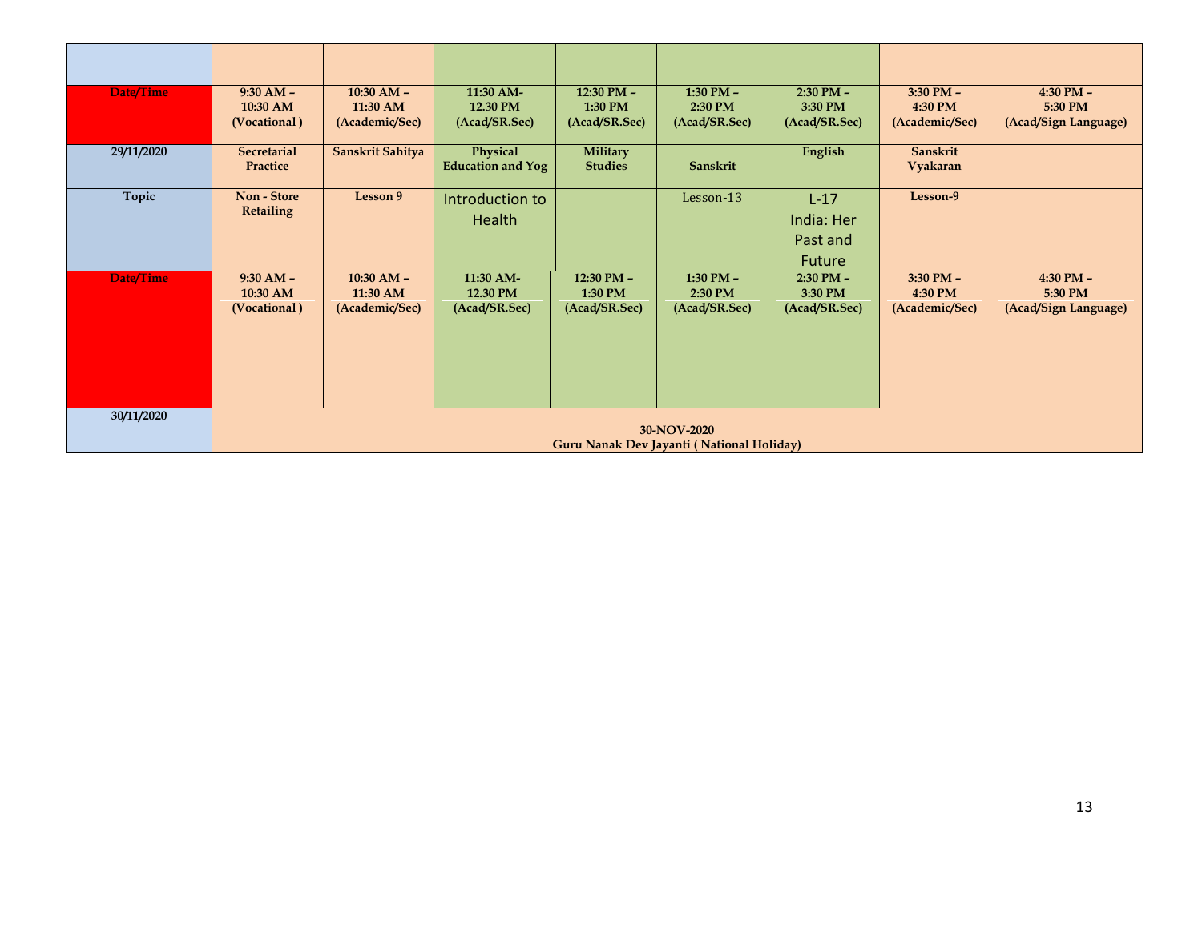| | | | | | | | | |
|---|---|---|---|---|---|---|---|---|
| **Date/Time** | **9:30 AM – 10:30 AM (Vocational )** | **10:30 AM – 11:30 AM (Academic/Sec)** | **11:30 AM- 12.30 PM (Acad/SR.Sec)** | **12:30 PM – 1:30 PM (Acad/SR.Sec)** | **1:30 PM – 2:30 PM (Acad/SR.Sec)** | **2:30 PM – 3:30 PM (Acad/SR.Sec)** | **3:30 PM – 4:30 PM (Academic/Sec)** | **4:30 PM – 5:30 PM (Acad/Sign Language)** |
| **29/11/2020** | **Secretarial Practice** | **Sanskrit Sahitya** | **Physical Education and Yog** | **Military Studies** | **Sanskrit** | **English** | **Sanskrit Vyakaran** | |
| **Topic** | **Non - Store Retailing** | **Lesson 9** | Introduction to Health | | Lesson-13 | L-17 India: Her Past and Future | **Lesson-9** | |
| **Date/Time** | **9:30 AM – 10:30 AM (Vocational )** | **10:30 AM – 11:30 AM (Academic/Sec)** | **11:30 AM- 12.30 PM (Acad/SR.Sec)** | **12:30 PM – 1:30 PM (Acad/SR.Sec)** | **1:30 PM – 2:30 PM (Acad/SR.Sec)** | **2:30 PM – 3:30 PM (Acad/SR.Sec)** | **3:30 PM – 4:30 PM (Academic/Sec)** | **4:30 PM – 5:30 PM (Acad/Sign Language)** |
| **30/11/2020** | **30-NOV-2020 Guru Nanak Dev Jayanti ( National Holiday)** | | | | | | | |